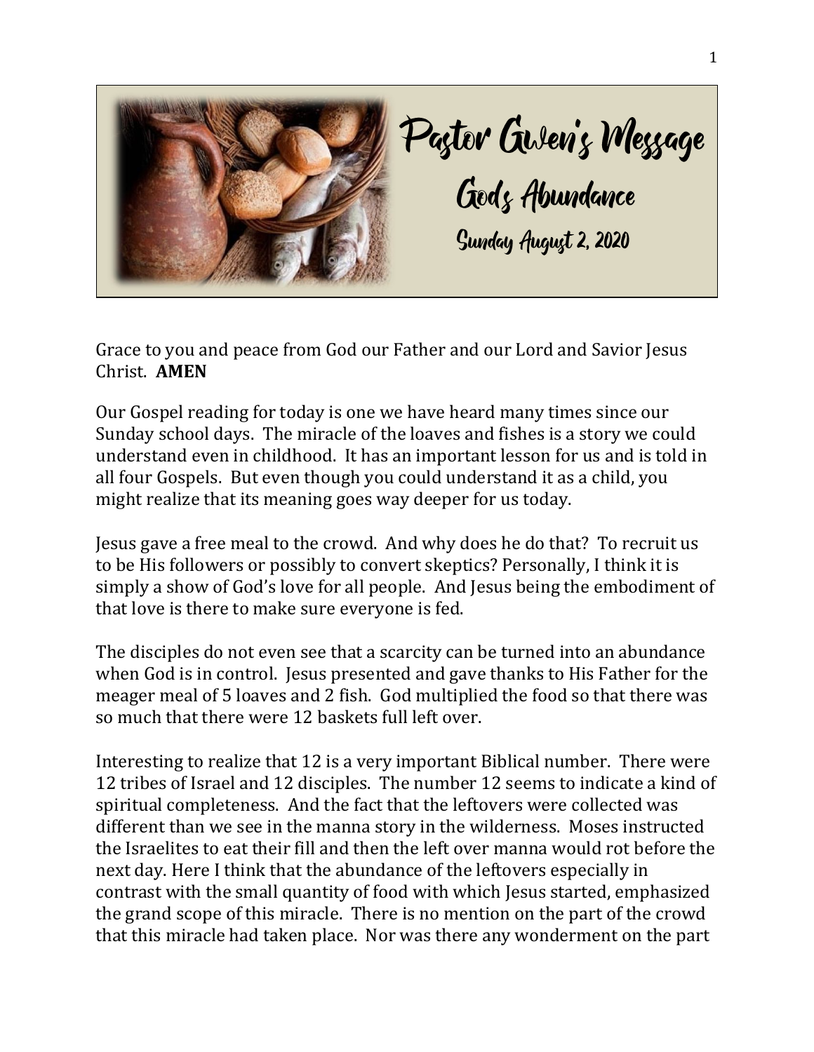# Pastor Gwen's Message

## Gods Abundance

### Sunday August 2, 2020

Grace to you and peace from God our Father and our Lord and Savior Jesus Christ. **AMEN**

Our Gospel reading for today is one we have heard many times since our Sunday school days. The miracle of the loaves and fishes is a story we could understand even in childhood. It has an important lesson for us and is told in all four Gospels. But even though you could understand it as a child, you might realize that its meaning goes way deeper for us today.

Jesus gave a free meal to the crowd. And why does he do that? To recruit us to be His followers or possibly to convert skeptics? Personally, I think it is simply a show of God's love for all people. And Jesus being the embodiment of that love is there to make sure everyone is fed.

The disciples do not even see that a scarcity can be turned into an abundance when God is in control. Jesus presented and gave thanks to His Father for the meager meal of 5 loaves and 2 fish. God multiplied the food so that there was so much that there were 12 baskets full left over.

Interesting to realize that 12 is a very important Biblical number. There were 12 tribes of Israel and 12 disciples. The number 12 seems to indicate a kind of spiritual completeness. And the fact that the leftovers were collected was different than we see in the manna story in the wilderness. Moses instructed the Israelites to eat their fill and then the left over manna would rot before the next day. Here I think that the abundance of the leftovers especially in contrast with the small quantity of food with which Jesus started, emphasized the grand scope of this miracle. There is no mention on the part of the crowd that this miracle had taken place. Nor was there any wonderment on the part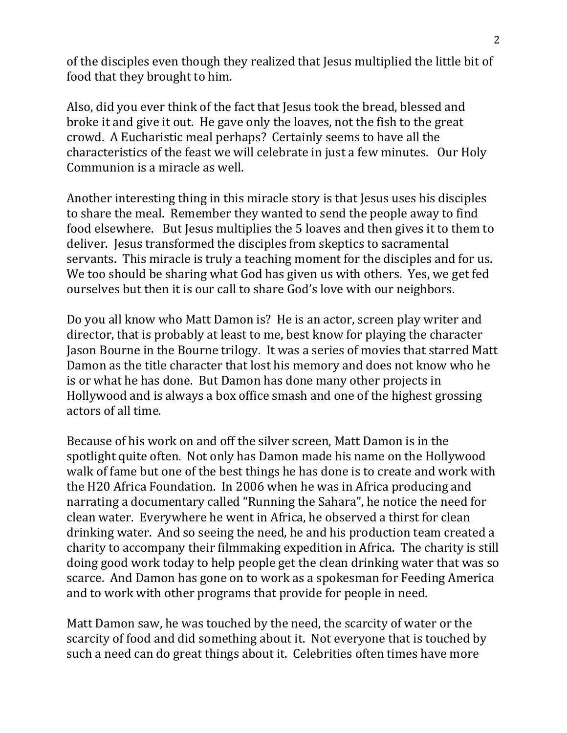of the disciples even though they realized that Jesus multiplied the little bit of food that they brought to him.

Also, did you ever think of the fact that Jesus took the bread, blessed and broke it and give it out. He gave only the loaves, not the fish to the great crowd. A Eucharistic meal perhaps? Certainly seems to have all the characteristics of the feast we will celebrate in just a few minutes. Our Holy Communion is a miracle as well.

Another interesting thing in this miracle story is that Jesus uses his disciples to share the meal. Remember they wanted to send the people away to find food elsewhere. But Jesus multiplies the 5 loaves and then gives it to them to deliver. Jesus transformed the disciples from skeptics to sacramental servants. This miracle is truly a teaching moment for the disciples and for us. We too should be sharing what God has given us with others. Yes, we get fed ourselves but then it is our call to share God's love with our neighbors.

Do you all know who Matt Damon is? He is an actor, screen play writer and director, that is probably at least to me, best know for playing the character Jason Bourne in the Bourne trilogy. It was a series of movies that starred Matt Damon as the title character that lost his memory and does not know who he is or what he has done. But Damon has done many other projects in Hollywood and is always a box office smash and one of the highest grossing actors of all time.

Because of his work on and off the silver screen, Matt Damon is in the spotlight quite often. Not only has Damon made his name on the Hollywood walk of fame but one of the best things he has done is to create and work with the H20 Africa Foundation. In 2006 when he was in Africa producing and narrating a documentary called "Running the Sahara", he notice the need for clean water. Everywhere he went in Africa, he observed a thirst for clean drinking water. And so seeing the need, he and his production team created a charity to accompany their filmmaking expedition in Africa. The charity is still doing good work today to help people get the clean drinking water that was so scarce. And Damon has gone on to work as a spokesman for Feeding America and to work with other programs that provide for people in need.

Matt Damon saw, he was touched by the need, the scarcity of water or the scarcity of food and did something about it. Not everyone that is touched by such a need can do great things about it. Celebrities often times have more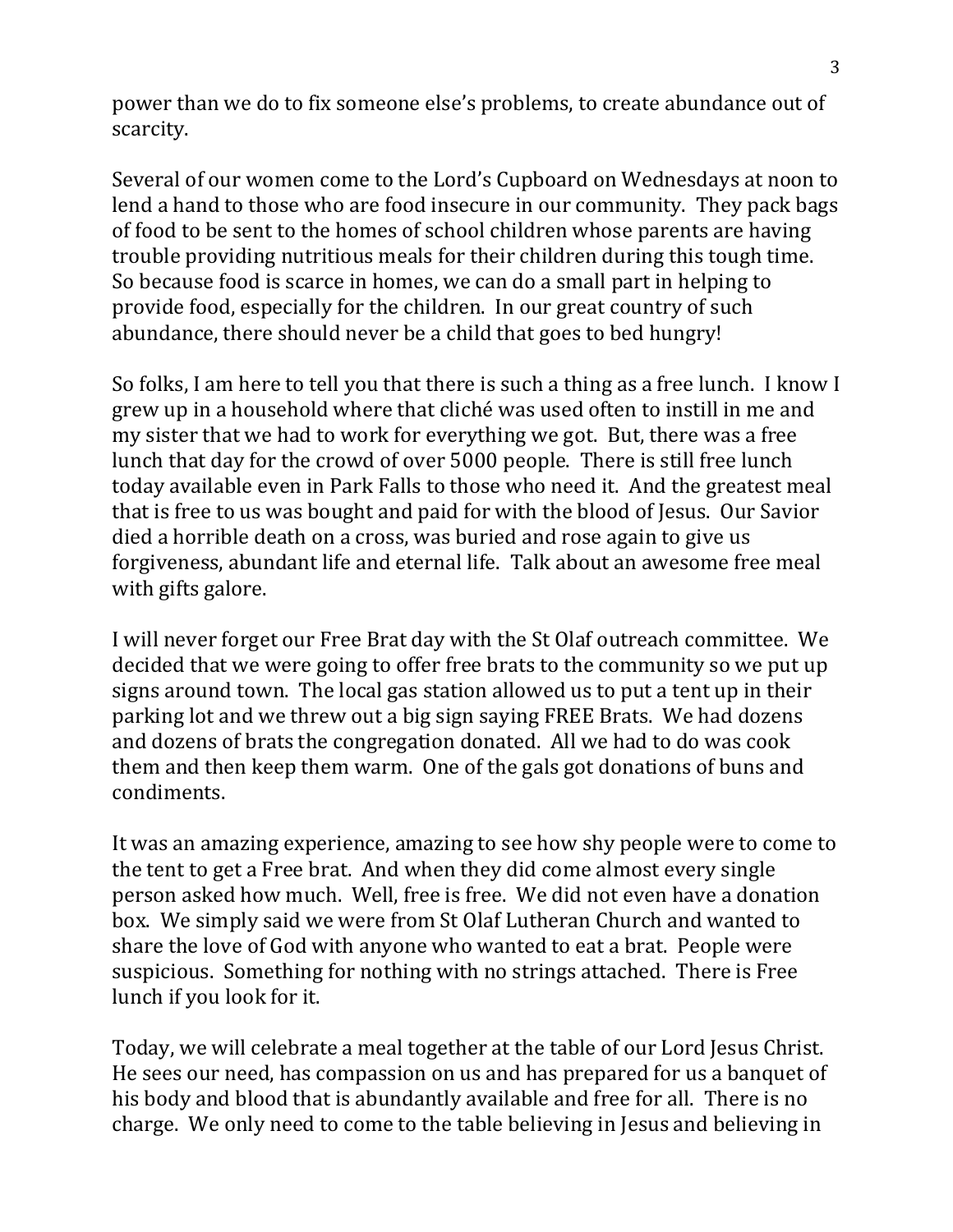power than we do to fix someone else's problems, to create abundance out of scarcity.

Several of our women come to the Lord's Cupboard on Wednesdays at noon to lend a hand to those who are food insecure in our community. They pack bags of food to be sent to the homes of school children whose parents are having trouble providing nutritious meals for their children during this tough time. So because food is scarce in homes, we can do a small part in helping to provide food, especially for the children. In our great country of such abundance, there should never be a child that goes to bed hungry!

So folks, I am here to tell you that there is such a thing as a free lunch. I know I grew up in a household where that cliché was used often to instill in me and my sister that we had to work for everything we got. But, there was a free lunch that day for the crowd of over 5000 people. There is still free lunch today available even in Park Falls to those who need it. And the greatest meal that is free to us was bought and paid for with the blood of Jesus. Our Savior died a horrible death on a cross, was buried and rose again to give us forgiveness, abundant life and eternal life. Talk about an awesome free meal with gifts galore.

I will never forget our Free Brat day with the St Olaf outreach committee. We decided that we were going to offer free brats to the community so we put up signs around town. The local gas station allowed us to put a tent up in their parking lot and we threw out a big sign saying FREE Brats. We had dozens and dozens of brats the congregation donated. All we had to do was cook them and then keep them warm. One of the gals got donations of buns and condiments.

It was an amazing experience, amazing to see how shy people were to come to the tent to get a Free brat. And when they did come almost every single person asked how much. Well, free is free. We did not even have a donation box. We simply said we were from St Olaf Lutheran Church and wanted to share the love of God with anyone who wanted to eat a brat. People were suspicious. Something for nothing with no strings attached. There is Free lunch if you look for it.

Today, we will celebrate a meal together at the table of our Lord Jesus Christ. He sees our need, has compassion on us and has prepared for us a banquet of his body and blood that is abundantly available and free for all. There is no charge. We only need to come to the table believing in Jesus and believing in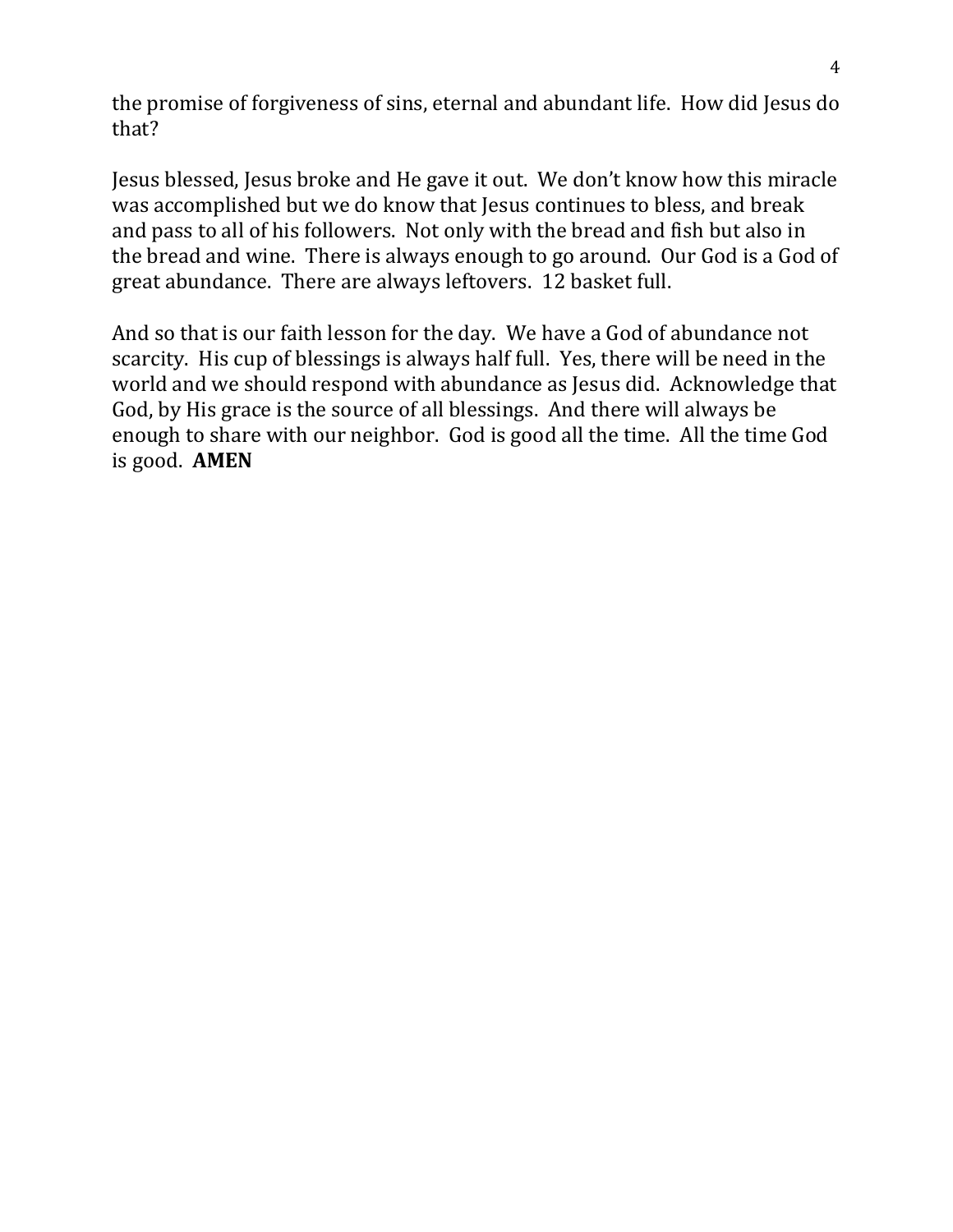the promise of forgiveness of sins, eternal and abundant life. How did Jesus do that?

Jesus blessed, Jesus broke and He gave it out. We don't know how this miracle was accomplished but we do know that Jesus continues to bless, and break and pass to all of his followers. Not only with the bread and fish but also in the bread and wine. There is always enough to go around. Our God is a God of great abundance. There are always leftovers. 12 basket full.

And so that is our faith lesson for the day. We have a God of abundance not scarcity. His cup of blessings is always half full. Yes, there will be need in the world and we should respond with abundance as Jesus did. Acknowledge that God, by His grace is the source of all blessings. And there will always be enough to share with our neighbor. God is good all the time. All the time God is good. **AMEN**